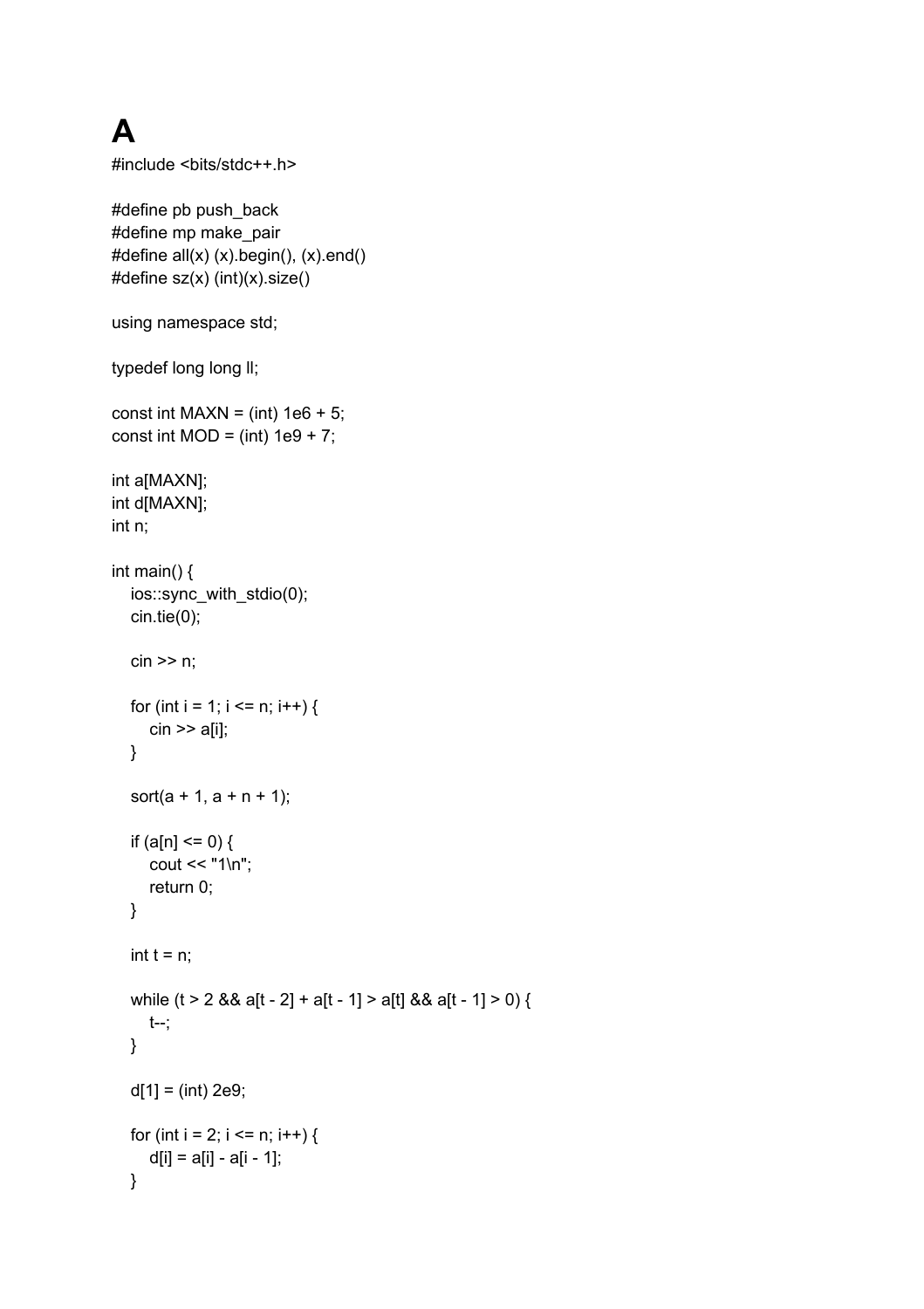# A

```
#include <bits/stdc++.h>

#define pb push_back
#define mp make_pair
#define all(x) (x).begin(), (x).end()
#define sz(x) (int)(x).size()

using namespace std;

typedef long long ll;

const int MAXN = (int) 1e6 + 5;
const int MOD = (int) 1e9 + 7;

int a[MAXN];
int d[MAXN];
int n;

int main() {
   ios::sync_with_stdio(0);
   cin.tie(0);

   cin >> n;

   for (int i = 1; i <= n; i++) {
      cin >> a[i];
   }

   sort(a + 1, a + n + 1);

   if (a[n] <= 0) {
      cout << "1\n";
      return 0;
   }

   int t = n;

   while (t > 2 && a[t - 2] + a[t - 1] > a[t] && a[t - 1] > 0) {
      t--;
   }

   d[1] = (int) 2e9;

   for (int i = 2; i <= n; i++) {
      d[i] = a[i] - a[i - 1];
   }
```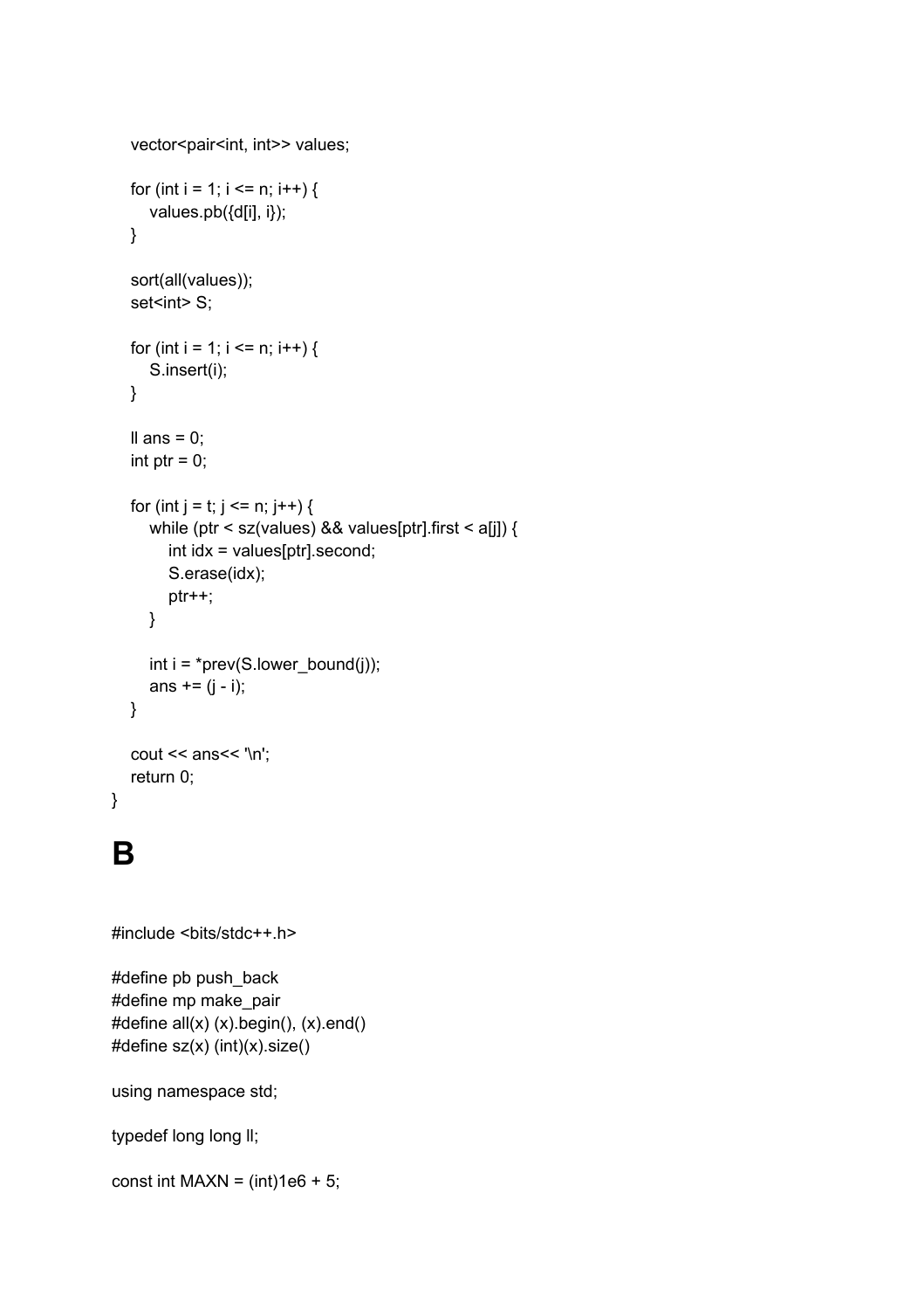```
    vector<pair<int, int>> values;

    for (int i = 1; i <= n; i++) {
        values.pb({d[i], i});
    }

    sort(all(values));
    set<int> S;

    for (int i = 1; i <= n; i++) {
        S.insert(i);
    }

    ll ans = 0;
    int ptr = 0;

    for (int j = t; j <= n; j++) {
        while (ptr < sz(values) && values[ptr].first < a[j]) {
            int idx = values[ptr].second;
            S.erase(idx);
            ptr++;
        }

        int i = *prev(S.lower_bound(j));
        ans += (j - i);
    }

    cout << ans<< '\n';
    return 0;
}
```

# B

```
#include <bits/stdc++.h>

#define pb push_back
#define mp make_pair
#define all(x) (x).begin(), (x).end()
#define sz(x) (int)(x).size()

using namespace std;

typedef long long ll;

const int MAXN = (int)1e6 + 5;
```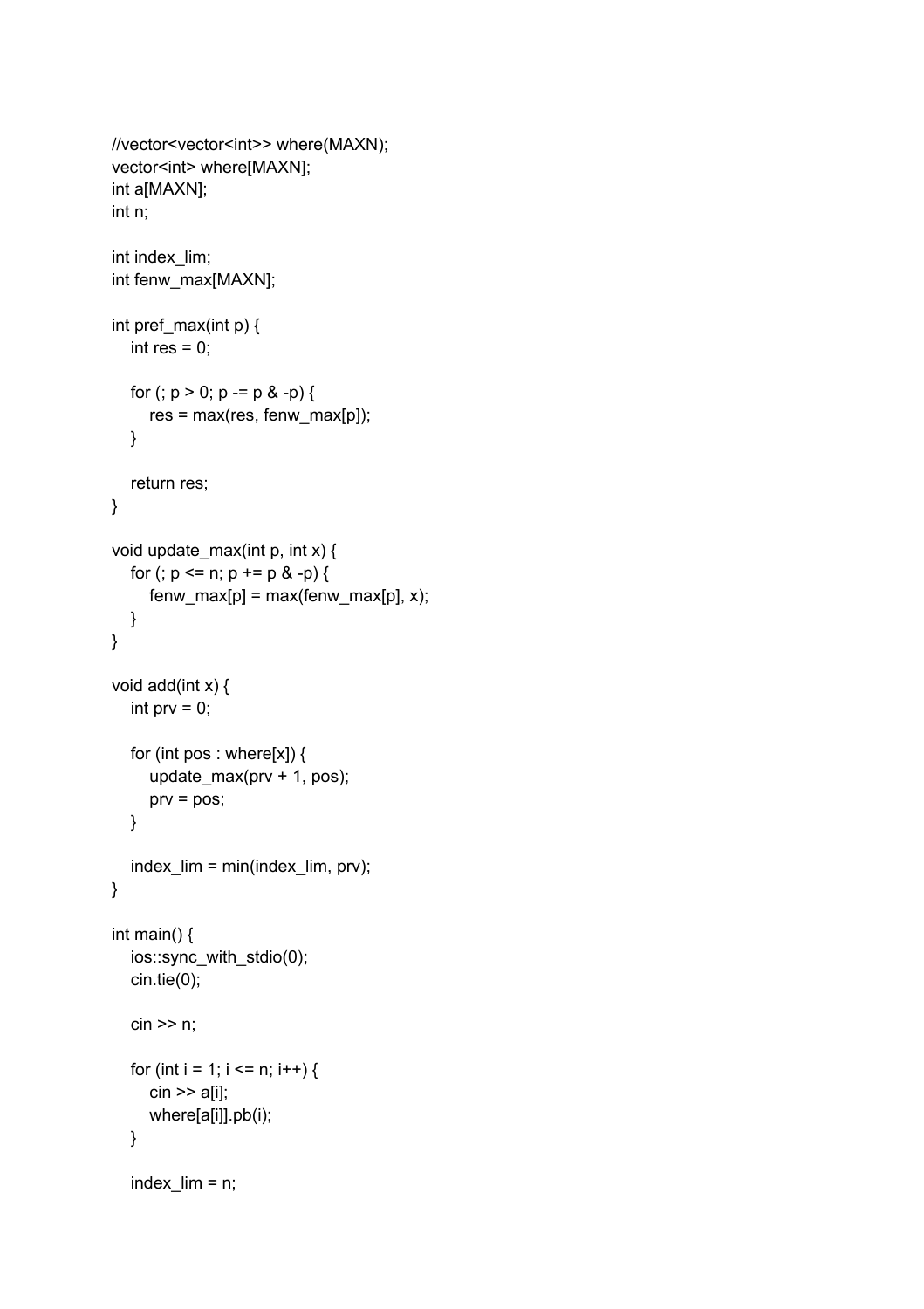```
//vector<vector<int>> where(MAXN);
vector<int> where[MAXN];
int a[MAXN];
int n;

int index_lim;
int fenw_max[MAXN];

int pref_max(int p) {
    int res = 0;

    for (; p > 0; p -= p & -p) {
        res = max(res, fenw_max[p]);
    }

    return res;
}

void update_max(int p, int x) {
    for (; p <= n; p += p & -p) {
        fenw_max[p] = max(fenw_max[p], x);
    }
}

void add(int x) {
    int prv = 0;

    for (int pos : where[x]) {
        update_max(prv + 1, pos);
        prv = pos;
    }

    index_lim = min(index_lim, prv);
}

int main() {
    ios::sync_with_stdio(0);
    cin.tie(0);

    cin >> n;

    for (int i = 1; i <= n; i++) {
        cin >> a[i];
        where[a[i]].pb(i);
    }

    index_lim = n;
```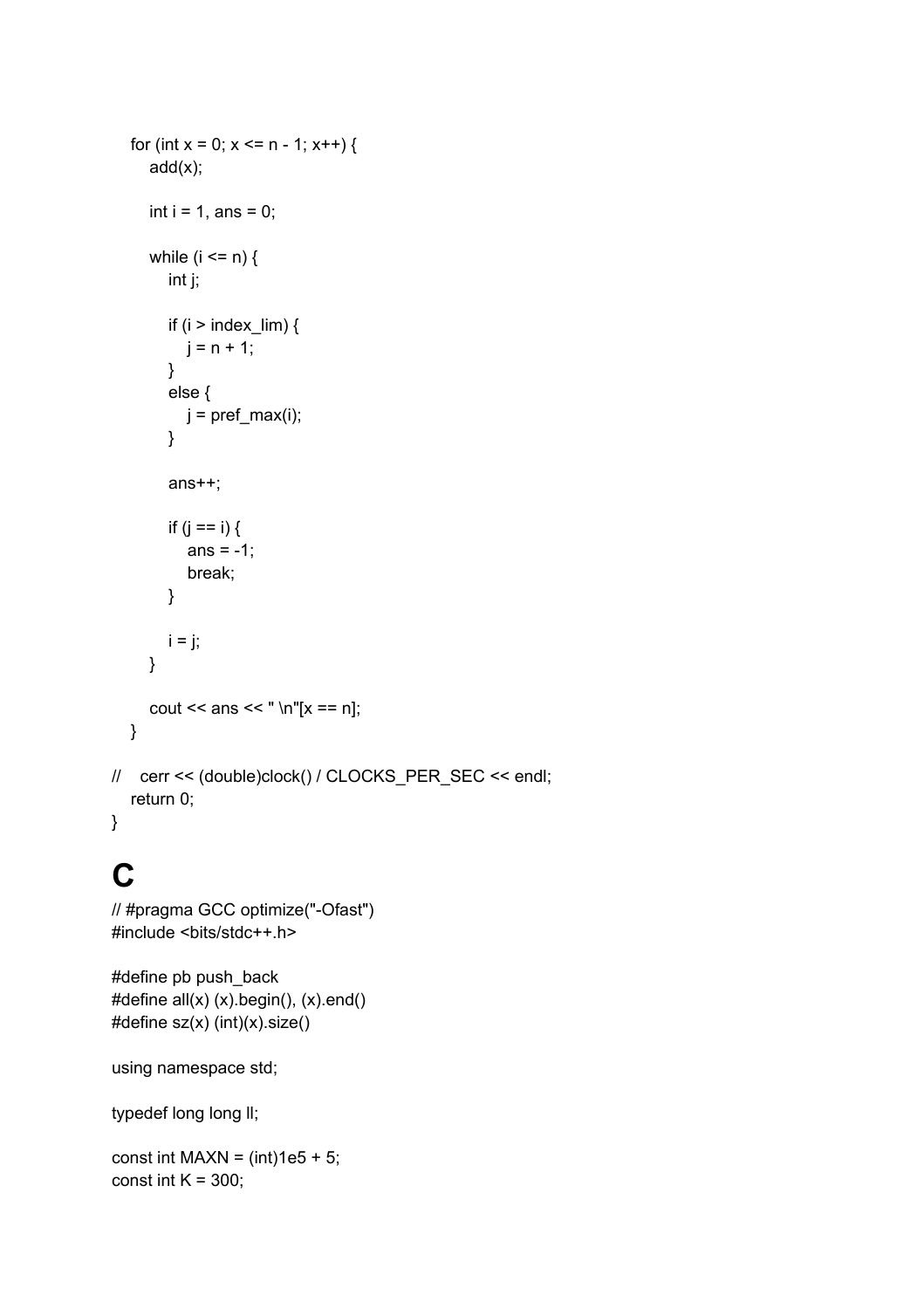```
    for (int x = 0; x <= n - 1; x++) {
        add(x);

        int i = 1, ans = 0;

        while (i <= n) {
            int j;

            if (i > index_lim) {
                j = n + 1;
            }
            else {
                j = pref_max(i);
            }

            ans++;

            if (j == i) {
                ans = -1;
                break;
            }

            i = j;
        }

        cout << ans << " \n"[x == n];
    }

//  cerr << (double)clock() / CLOCKS_PER_SEC << endl;
    return 0;
}
```

# C

```
// #pragma GCC optimize("-Ofast")
#include <bits/stdc++.h>

#define pb push_back
#define all(x) (x).begin(), (x).end()
#define sz(x) (int)(x).size()

using namespace std;

typedef long long ll;

const int MAXN = (int)1e5 + 5;
const int K = 300;
```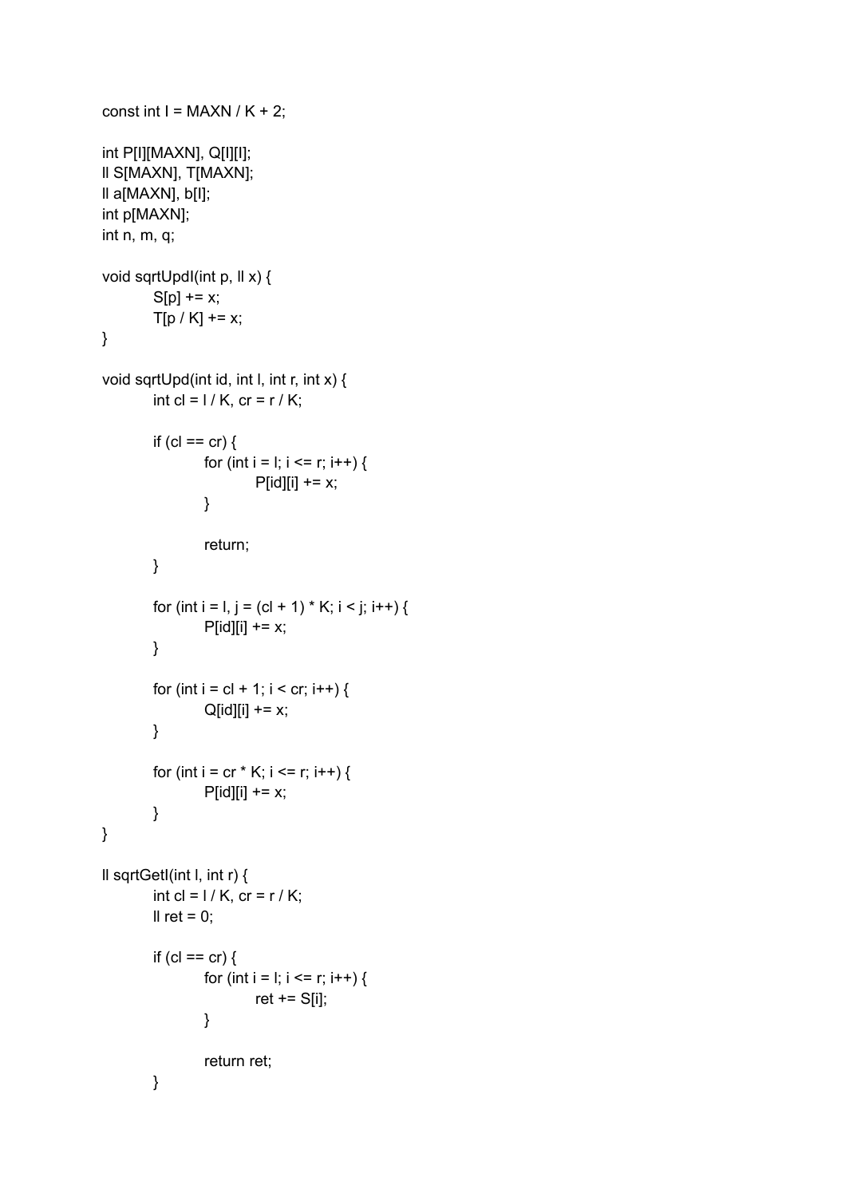```
const int I = MAXN / K + 2;

int P[I][MAXN], Q[I][I];
ll S[MAXN], T[MAXN];
ll a[MAXN], b[I];
int p[MAXN];
int n, m, q;

void sqrtUpdI(int p, ll x) {
	S[p] += x;
	T[p / K] += x;
}

void sqrtUpd(int id, int l, int r, int x) {
	int cl = l / K, cr = r / K;

	if (cl == cr) {
		for (int i = l; i <= r; i++) {
			P[id][i] += x;
		}

		return;
	}

	for (int i = l, j = (cl + 1) * K; i < j; i++) {
		P[id][i] += x;
	}

	for (int i = cl + 1; i < cr; i++) {
		Q[id][i] += x;
	}

	for (int i = cr * K; i <= r; i++) {
		P[id][i] += x;
	}
}

ll sqrtGetI(int l, int r) {
	int cl = l / K, cr = r / K;
	ll ret = 0;

	if (cl == cr) {
		for (int i = l; i <= r; i++) {
			ret += S[i];
		}

		return ret;
	}
```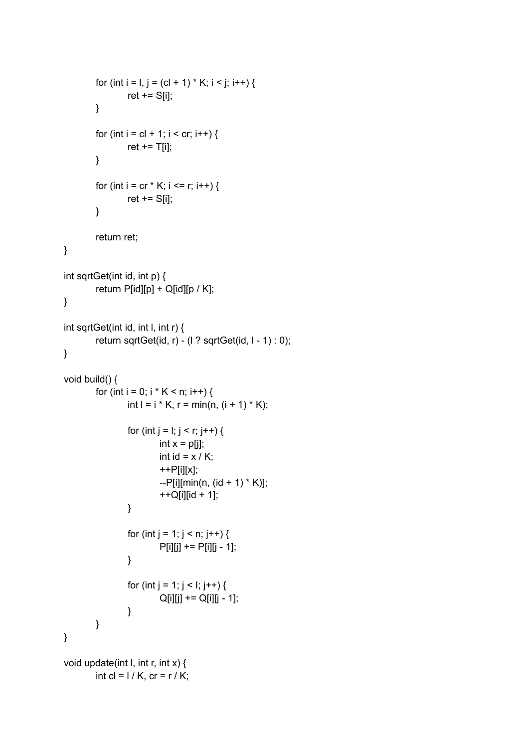```
	for (int i = l, j = (cl + 1) * K; i < j; i++) {
		ret += S[i];
	}

	for (int i = cl + 1; i < cr; i++) {
		ret += T[i];
	}

	for (int i = cr * K; i <= r; i++) {
		ret += S[i];
	}

	return ret;
}

int sqrtGet(int id, int p) {
	return P[id][p] + Q[id][p / K];
}

int sqrtGet(int id, int l, int r) {
	return sqrtGet(id, r) - (l ? sqrtGet(id, l - 1) : 0);
}

void build() {
	for (int i = 0; i * K < n; i++) {
		int l = i * K, r = min(n, (i + 1) * K);

		for (int j = l; j < r; j++) {
			int x = p[j];
			int id = x / K;
			++P[i][x];
			--P[i][min(n, (id + 1) * K)];
			++Q[i][id + 1];
		}

		for (int j = 1; j < n; j++) {
			P[i][j] += P[i][j - 1];
		}

		for (int j = 1; j < l; j++) {
			Q[i][j] += Q[i][j - 1];
		}
	}
}

void update(int l, int r, int x) {
	int cl = l / K, cr = r / K;
```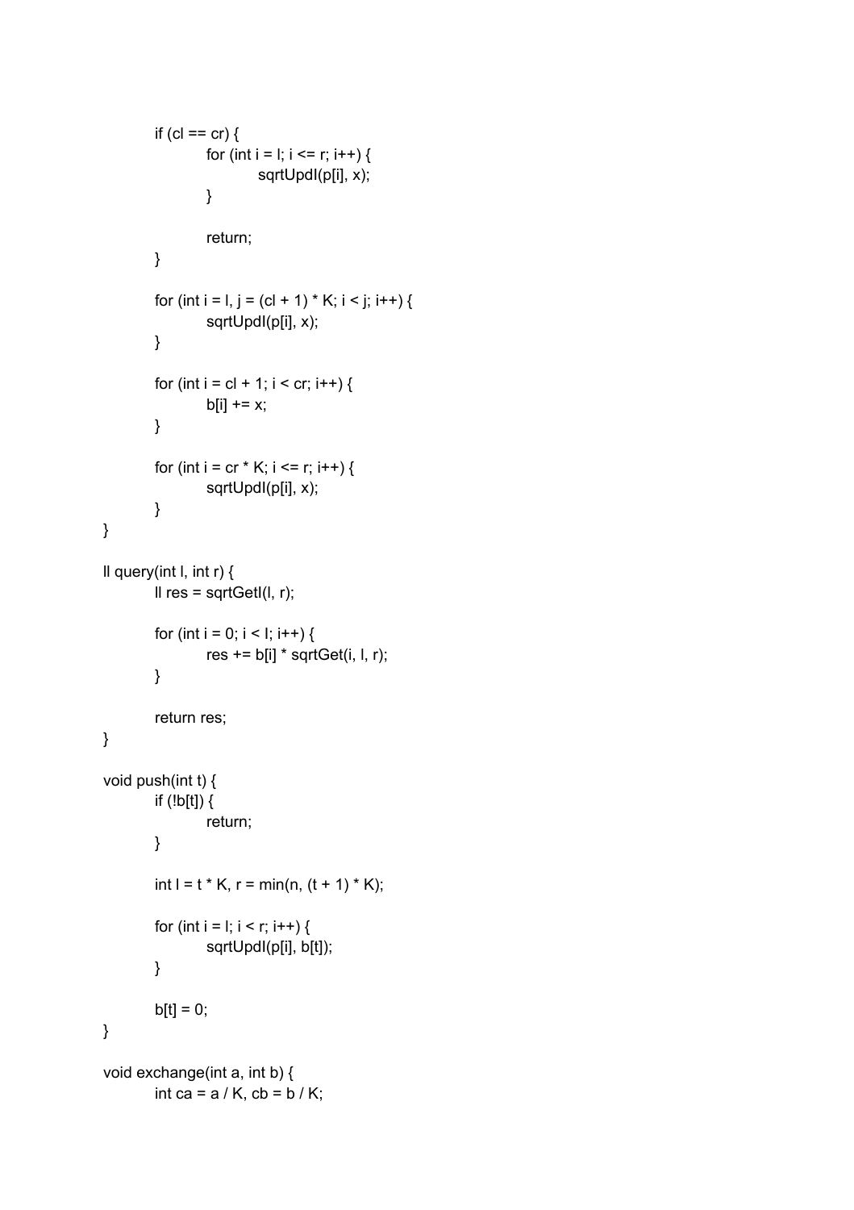```
	if (cl == cr) {
		for (int i = l; i <= r; i++) {
			sqrtUpdI(p[i], x);
		}

		return;
	}

	for (int i = l, j = (cl + 1) * K; i < j; i++) {
		sqrtUpdI(p[i], x);
	}

	for (int i = cl + 1; i < cr; i++) {
		b[i] += x;
	}

	for (int i = cr * K; i <= r; i++) {
		sqrtUpdI(p[i], x);
	}
}

ll query(int l, int r) {
	ll res = sqrtGetI(l, r);

	for (int i = 0; i < l; i++) {
		res += b[i] * sqrtGet(i, l, r);
	}

	return res;
}

void push(int t) {
	if (!b[t]) {
		return;
	}

	int l = t * K, r = min(n, (t + 1) * K);

	for (int i = l; i < r; i++) {
		sqrtUpdI(p[i], b[t]);
	}

	b[t] = 0;
}

void exchange(int a, int b) {
	int ca = a / K, cb = b / K;
```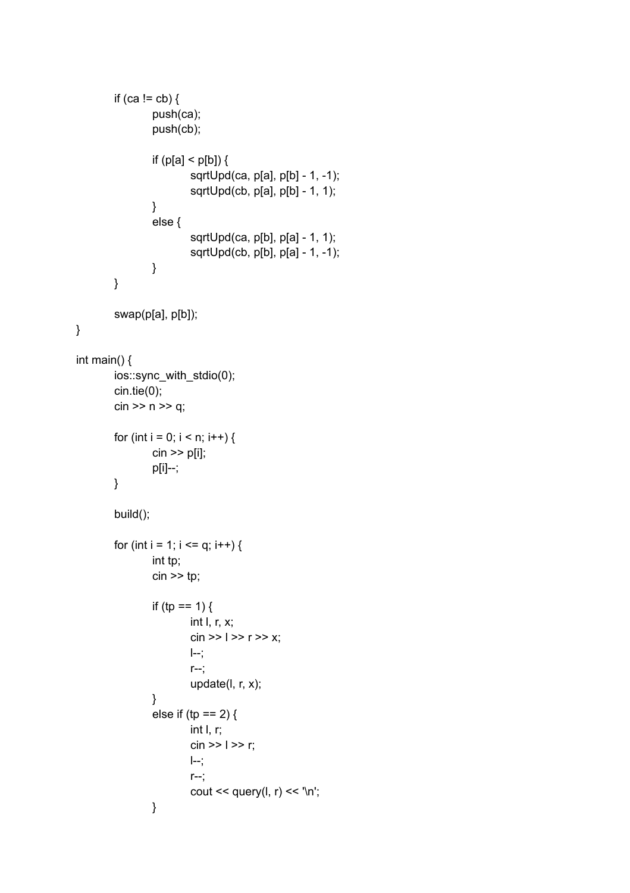```
	if (ca != cb) {
		push(ca);
		push(cb);

		if (p[a] < p[b]) {
			sqrtUpd(ca, p[a], p[b] - 1, -1);
			sqrtUpd(cb, p[a], p[b] - 1, 1);
		}
		else {
			sqrtUpd(ca, p[b], p[a] - 1, 1);
			sqrtUpd(cb, p[b], p[a] - 1, -1);
		}
	}

	swap(p[a], p[b]);
}

int main() {
	ios::sync_with_stdio(0);
	cin.tie(0);
	cin >> n >> q;

	for (int i = 0; i < n; i++) {
		cin >> p[i];
		p[i]--;
	}

	build();

	for (int i = 1; i <= q; i++) {
		int tp;
		cin >> tp;

		if (tp == 1) {
			int l, r, x;
			cin >> l >> r >> x;
			l--;
			r--;
			update(l, r, x);
		}
		else if (tp == 2) {
			int l, r;
			cin >> l >> r;
			l--;
			r--;
			cout << query(l, r) << '\n';
		}
```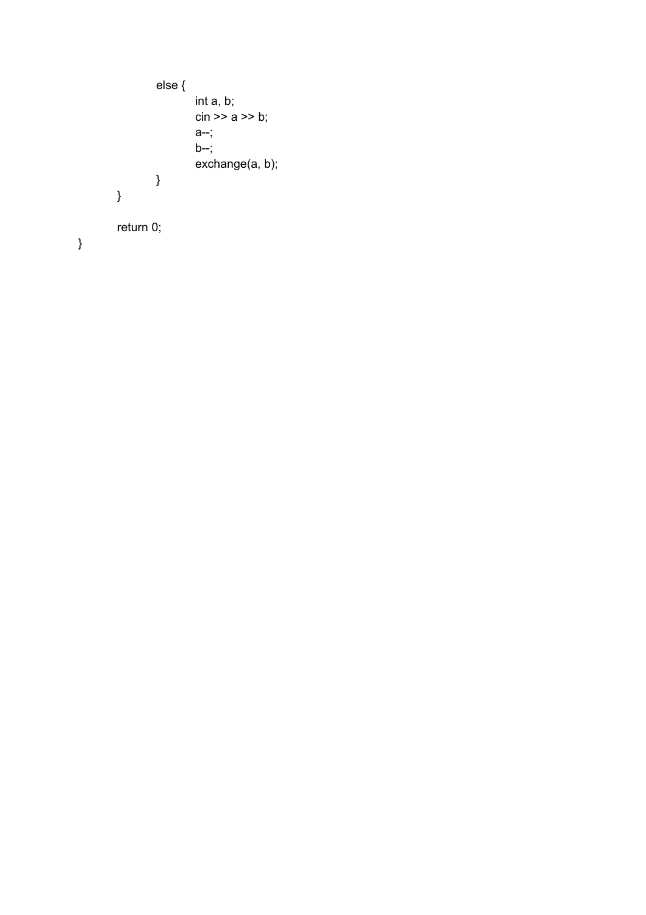```
		else {
			int a, b;
			cin >> a >> b;
			a--;
			b--;
			exchange(a, b);
		}
	}

	return 0;
}
```